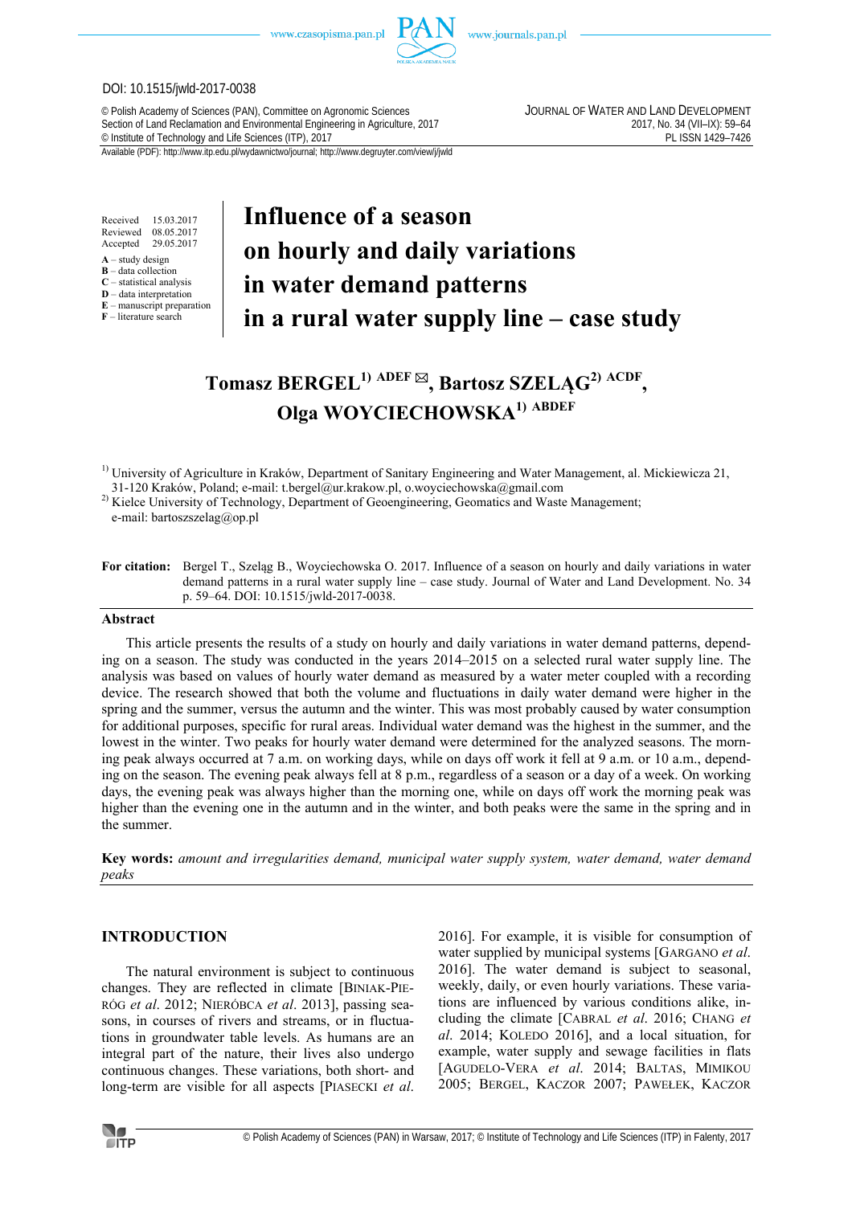DOI: 10.1515/jwld-2017-0038

© Polish Academy of Sciences (PAN), Committee on Agronomic Sciences
Section of Land Reclamation and Environmental Engineering in Agriculture, 2017
© Institute of Technology and Life Sciences (ITP), 2017

JOURNAL OF WATER AND LAND DEVELOPMENT
2017, No. 34 (VII–IX): 59–64
PL ISSN 1429–7426

Available (PDF): http://www.itp.edu.pl/wydawnictwo/journal; http://www.degruyter.com/view/j/jwld

Received 15.03.2017
Reviewed 08.05.2017
Accepted 29.05.2017

**A** – study design
**B** – data collection
**C** – statistical analysis
**D** – data interpretation
**E** – manuscript preparation
**F** – literature search

# Influence of a season on hourly and daily variations in water demand patterns in a rural water supply line – case study

**Tomasz BERGEL[1] ADEF ✉, Bartosz SZELĄG[2] ACDF, Olga WOYCIECHOWSKA[1] ABDEF**

[1] University of Agriculture in Kraków, Department of Sanitary Engineering and Water Management, al. Mickiewicza 21, 31-120 Kraków, Poland; e-mail: t.bergel@ur.krakow.pl, o.woyciechowska@gmail.com

[2] Kielce University of Technology, Department of Geoengineering, Geomatics and Waste Management; e-mail: bartoszszelag@op.pl

**For citation:** Bergel T., Szeląg B., Woyciechowska O. 2017. Influence of a season on hourly and daily variations in water demand patterns in a rural water supply line – case study. Journal of Water and Land Development. No. 34 p. 59–64. DOI: 10.1515/jwld-2017-0038.

## Abstract

This article presents the results of a study on hourly and daily variations in water demand patterns, depending on a season. The study was conducted in the years 2014–2015 on a selected rural water supply line. The analysis was based on values of hourly water demand as measured by a water meter coupled with a recording device. The research showed that both the volume and fluctuations in daily water demand were higher in the spring and the summer, versus the autumn and the winter. This was most probably caused by water consumption for additional purposes, specific for rural areas. Individual water demand was the highest in the summer, and the lowest in the winter. Two peaks for hourly water demand were determined for the analyzed seasons. The morning peak always occurred at 7 a.m. on working days, while on days off work it fell at 9 a.m. or 10 a.m., depending on the season. The evening peak always fell at 8 p.m., regardless of a season or a day of a week. On working days, the evening peak was always higher than the morning one, while on days off work the morning peak was higher than the evening one in the autumn and in the winter, and both peaks were the same in the spring and in the summer.

**Key words:** *amount and irregularities demand, municipal water supply system, water demand, water demand peaks*

## INTRODUCTION

The natural environment is subject to continuous changes. They are reflected in climate [BINIAK-PIERÓG *et al*. 2012; NIERÓBCA *et al*. 2013], passing seasons, in courses of rivers and streams, or in fluctuations in groundwater table levels. As humans are an integral part of the nature, their lives also undergo continuous changes. These variations, both short- and long-term are visible for all aspects [PIASECKI *et al*. 2016]. For example, it is visible for consumption of water supplied by municipal systems [GARGANO *et al*. 2016]. The water demand is subject to seasonal, weekly, daily, or even hourly variations. These variations are influenced by various conditions alike, including the climate [CABRAL *et al*. 2016; CHANG *et al*. 2014; KOLEDO 2016], and a local situation, for example, water supply and sewage facilities in flats [AGUDELO-VERA *et al*. 2014; BALTAS, MIMIKOU 2005; BERGEL, KACZOR 2007; PAWEŁEK, KACZOR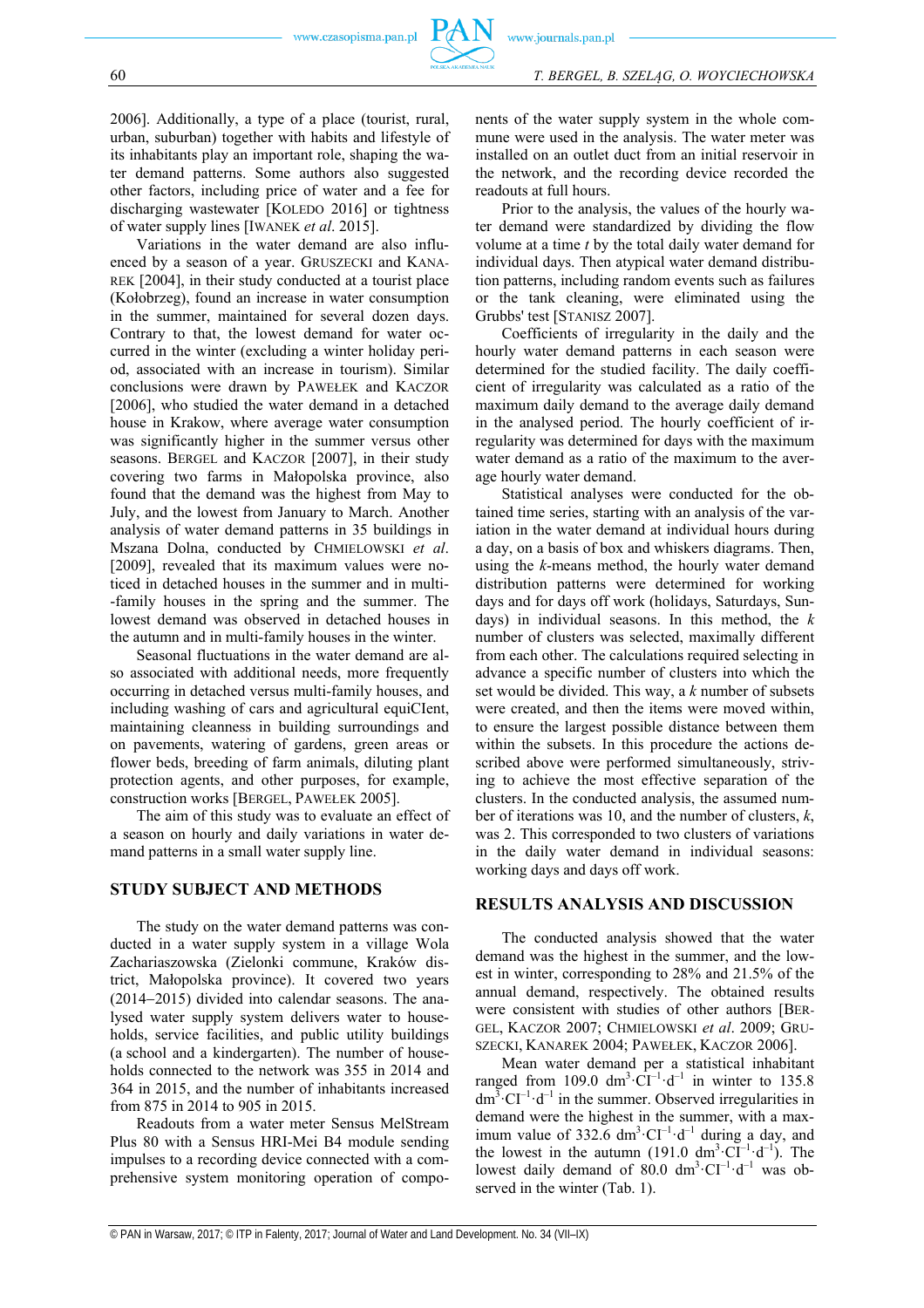2006]. Additionally, a type of a place (tourist, rural, urban, suburban) together with habits and lifestyle of its inhabitants play an important role, shaping the water demand patterns. Some authors also suggested other factors, including price of water and a fee for discharging wastewater [KOLEDO 2016] or tightness of water supply lines [IWANEK *et al*. 2015].

Variations in the water demand are also influenced by a season of a year. GRUSZECKI and KANAREK [2004], in their study conducted at a tourist place (Kołobrzeg), found an increase in water consumption in the summer, maintained for several dozen days. Contrary to that, the lowest demand for water occurred in the winter (excluding a winter holiday period, associated with an increase in tourism). Similar conclusions were drawn by PAWEŁEK and KACZOR [2006], who studied the water demand in a detached house in Krakow, where average water consumption was significantly higher in the summer versus other seasons. BERGEL and KACZOR [2007], in their study covering two farms in Małopolska province, also found that the demand was the highest from May to July, and the lowest from January to March. Another analysis of water demand patterns in 35 buildings in Mszana Dolna, conducted by CHMIELOWSKI *et al*. [2009], revealed that its maximum values were noticed in detached houses in the summer and in multi-family houses in the spring and the summer. The lowest demand was observed in detached houses in the autumn and in multi-family houses in the winter.

Seasonal fluctuations in the water demand are also associated with additional needs, more frequently occurring in detached versus multi-family houses, and including washing of cars and agricultural equiCIent, maintaining cleanness in building surroundings and on pavements, watering of gardens, green areas or flower beds, breeding of farm animals, diluting plant protection agents, and other purposes, for example, construction works [BERGEL, PAWEŁEK 2005].

The aim of this study was to evaluate an effect of a season on hourly and daily variations in water demand patterns in a small water supply line.

## STUDY SUBJECT AND METHODS

The study on the water demand patterns was conducted in a water supply system in a village Wola Zachariaszowska (Zielonki commune, Kraków district, Małopolska province). It covered two years (2014–2015) divided into calendar seasons. The analysed water supply system delivers water to households, service facilities, and public utility buildings (a school and a kindergarten). The number of households connected to the network was 355 in 2014 and 364 in 2015, and the number of inhabitants increased from 875 in 2014 to 905 in 2015.

Readouts from a water meter Sensus MelStream Plus 80 with a Sensus HRI-Mei B4 module sending impulses to a recording device connected with a comprehensive system monitoring operation of components of the water supply system in the whole commune were used in the analysis. The water meter was installed on an outlet duct from an initial reservoir in the network, and the recording device recorded the readouts at full hours.

Prior to the analysis, the values of the hourly water demand were standardized by dividing the flow volume at a time *t* by the total daily water demand for individual days. Then atypical water demand distribution patterns, including random events such as failures or the tank cleaning, were eliminated using the Grubbs' test [STANISZ 2007].

Coefficients of irregularity in the daily and the hourly water demand patterns in each season were determined for the studied facility. The daily coefficient of irregularity was calculated as a ratio of the maximum daily demand to the average daily demand in the analysed period. The hourly coefficient of irregularity was determined for days with the maximum water demand as a ratio of the maximum to the average hourly water demand.

Statistical analyses were conducted for the obtained time series, starting with an analysis of the variation in the water demand at individual hours during a day, on a basis of box and whiskers diagrams. Then, using the *k*-means method, the hourly water demand distribution patterns were determined for working days and for days off work (holidays, Saturdays, Sundays) in individual seasons. In this method, the *k* number of clusters was selected, maximally different from each other. The calculations required selecting in advance a specific number of clusters into which the set would be divided. This way, a *k* number of subsets were created, and then the items were moved within, to ensure the largest possible distance between them within the subsets. In this procedure the actions described above were performed simultaneously, striving to achieve the most effective separation of the clusters. In the conducted analysis, the assumed number of iterations was 10, and the number of clusters, *k*, was 2. This corresponded to two clusters of variations in the daily water demand in individual seasons: working days and days off work.

## RESULTS ANALYSIS AND DISCUSSION

The conducted analysis showed that the water demand was the highest in the summer, and the lowest in winter, corresponding to 28% and 21.5% of the annual demand, respectively. The obtained results were consistent with studies of other authors [BERGEL, KACZOR 2007; CHMIELOWSKI *et al*. 2009; GRUSZECKI, KANAREK 2004; PAWEŁEK, KACZOR 2006].

Mean water demand per a statistical inhabitant ranged from 109.0 $dm^3 \cdot CI^{-1} \cdot d^{-1}$ in winter to 135.8 $dm^3 \cdot CI^{-1} \cdot d^{-1}$ in the summer. Observed irregularities in demand were the highest in the summer, with a maximum value of 332.6 $dm^3 \cdot CI^{-1} \cdot d^{-1}$ during a day, and the lowest in the autumn (191.0 $dm^3 \cdot CI^{-1} \cdot d^{-1}$). The lowest daily demand of 80.0 $dm^3 \cdot CI^{-1} \cdot d^{-1}$ was observed in the winter (Tab. 1).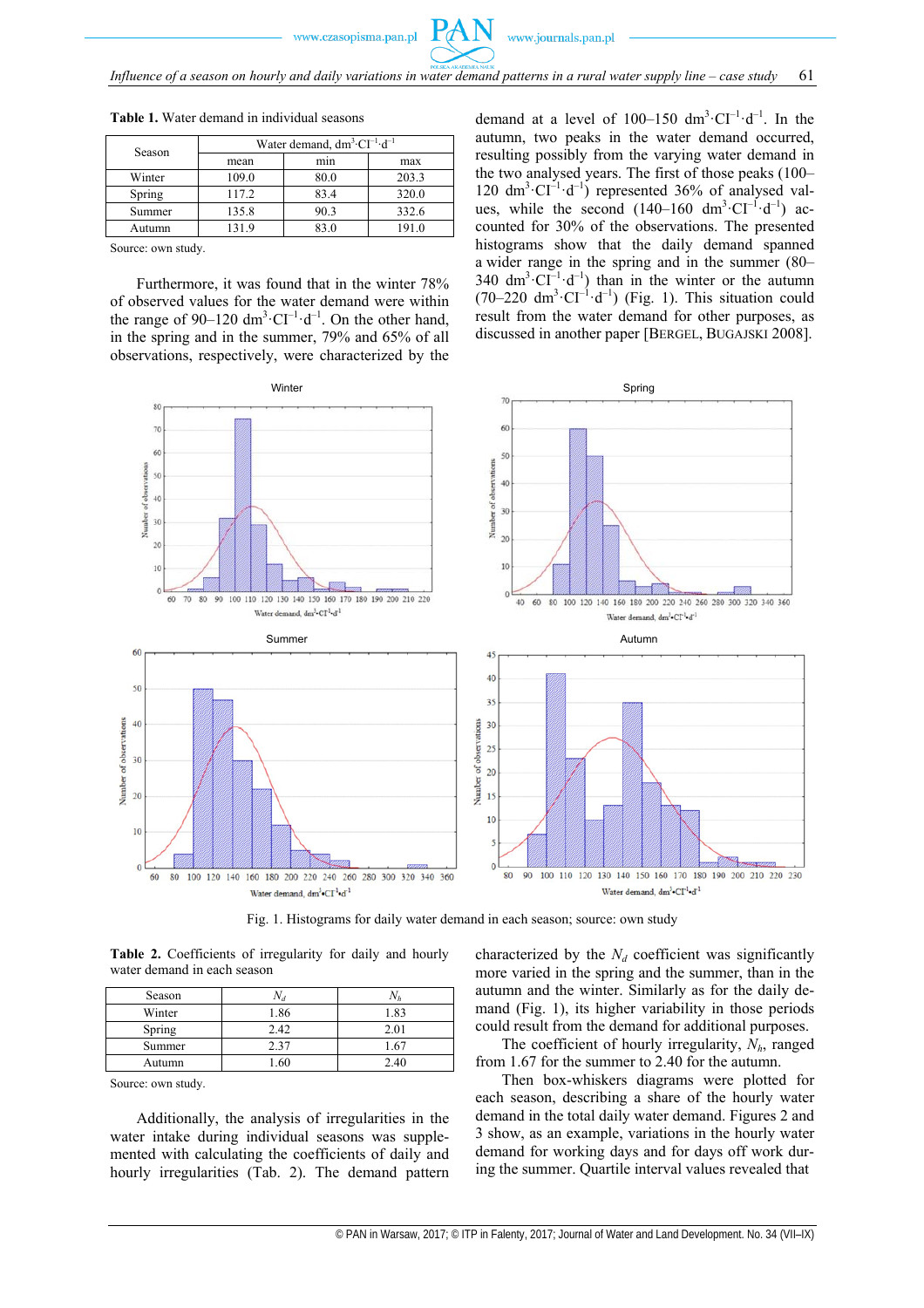**Table 1.** Water demand in individual seasons

| Season | Water demand, $dm^3 \cdot CI^{-1} \cdot d^{-1}$ | | |
|---|---|---|---|
| | mean | min | max |
| Winter | 109.0 | 80.0 | 203.3 |
| Spring | 117.2 | 83.4 | 320.0 |
| Summer | 135.8 | 90.3 | 332.6 |
| Autumn | 131.9 | 83.0 | 191.0 |

Source: own study.

Furthermore, it was found that in the winter 78% of observed values for the water demand were within the range of 90–120 $dm^3 \cdot CI^{-1} \cdot d^{-1}$. On the other hand, in the spring and in the summer, 79% and 65% of all observations, respectively, were characterized by the demand at a level of 100–150 $dm^3 \cdot CI^{-1} \cdot d^{-1}$. In the autumn, two peaks in the water demand occurred, resulting possibly from the varying water demand in the two analysed years. The first of those peaks (100–120 $dm^3 \cdot CI^{-1} \cdot d^{-1}$) represented 36% of analysed values, while the second (140–160 $dm^3 \cdot CI^{-1} \cdot d^{-1}$) accounted for 30% of the observations. The presented histograms show that the daily demand spanned a wider range in the spring and in the summer (80–340 $dm^3 \cdot CI^{-1} \cdot d^{-1}$) than in the winter or the autumn (70–220 $dm^3 \cdot CI^{-1} \cdot d^{-1}$) (Fig. 1). This situation could result from the water demand for other purposes, as discussed in another paper [BERGEL, BUGAJSKI 2008].

Fig. 1. Histograms for daily water demand in each season; source: own study

**Table 2.** Coefficients of irregularity for daily and hourly water demand in each season

| Season | $N_d$ | $N_h$ |
|---|---|---|
| Winter | 1.86 | 1.83 |
| Spring | 2.42 | 2.01 |
| Summer | 2.37 | 1.67 |
| Autumn | 1.60 | 2.40 |

Source: own study.

Additionally, the analysis of irregularities in the water intake during individual seasons was supplemented with calculating the coefficients of daily and hourly irregularities (Tab. 2). The demand pattern characterized by the $N_d$ coefficient was significantly more varied in the spring and the summer, than in the autumn and the winter. Similarly as for the daily demand (Fig. 1), its higher variability in those periods could result from the demand for additional purposes.

The coefficient of hourly irregularity, $N_h$, ranged from 1.67 for the summer to 2.40 for the autumn.

Then box-whiskers diagrams were plotted for each season, describing a share of the hourly water demand in the total daily water demand. Figures 2 and 3 show, as an example, variations in the hourly water demand for working days and for days off work during the summer. Quartile interval values revealed that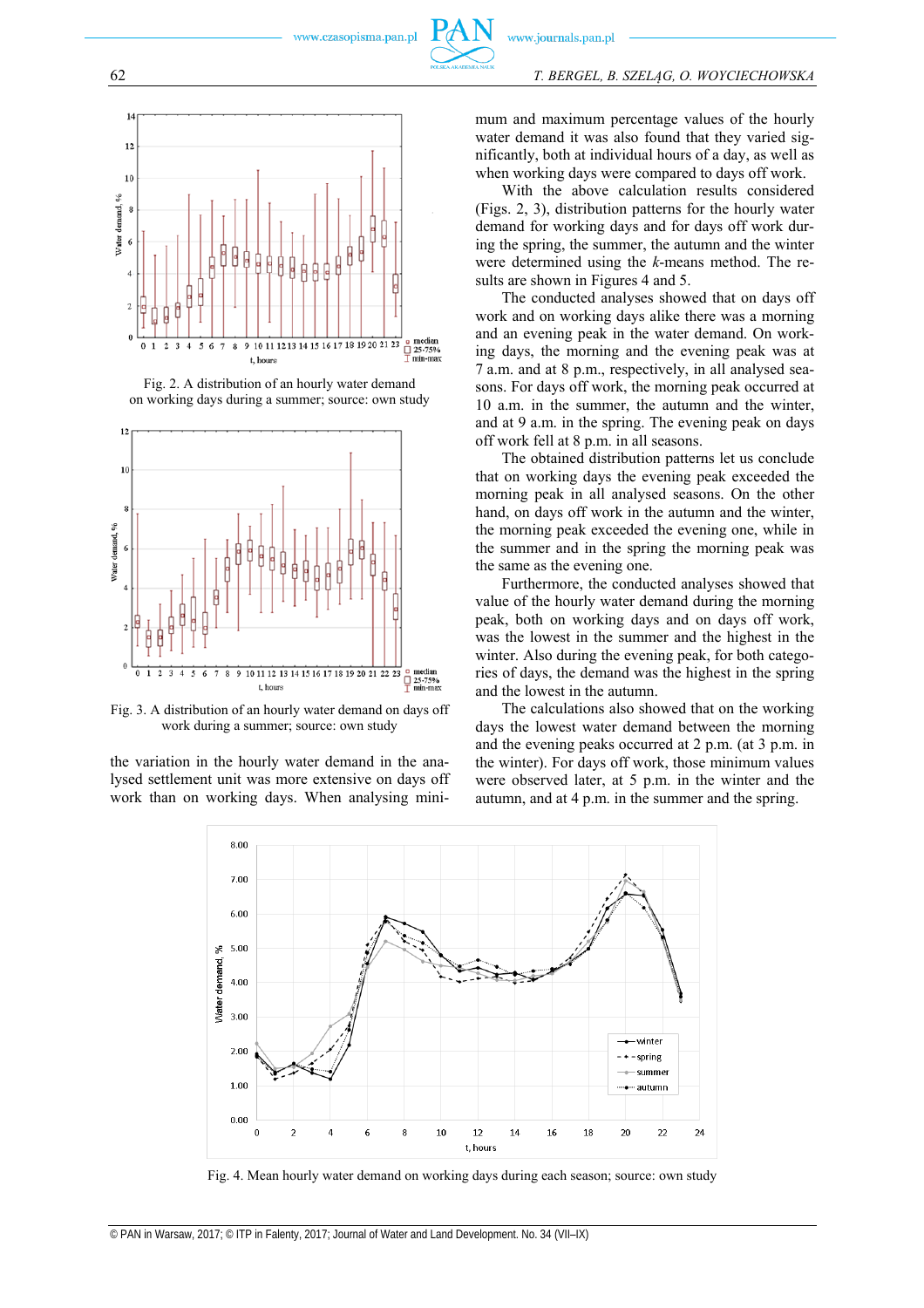Fig. 2. A distribution of an hourly water demand on working days during a summer; source: own study

Fig. 3. A distribution of an hourly water demand on days off work during a summer; source: own study

the variation in the hourly water demand in the analysed settlement unit was more extensive on days off work than on working days. When analysing minimum and maximum percentage values of the hourly water demand it was also found that they varied significantly, both at individual hours of a day, as well as when working days were compared to days off work.

With the above calculation results considered (Figs. 2, 3), distribution patterns for the hourly water demand for working days and for days off work during the spring, the summer, the autumn and the winter were determined using the *k*-means method. The results are shown in Figures 4 and 5.

The conducted analyses showed that on days off work and on working days alike there was a morning and an evening peak in the water demand. On working days, the morning and the evening peak was at 7 a.m. and at 8 p.m., respectively, in all analysed seasons. For days off work, the morning peak occurred at 10 a.m. in the summer, the autumn and the winter, and at 9 a.m. in the spring. The evening peak on days off work fell at 8 p.m. in all seasons.

The obtained distribution patterns let us conclude that on working days the evening peak exceeded the morning peak in all analysed seasons. On the other hand, on days off work in the autumn and the winter, the morning peak exceeded the evening one, while in the summer and in the spring the morning peak was the same as the evening one.

Furthermore, the conducted analyses showed that value of the hourly water demand during the morning peak, both on working days and on days off work, was the lowest in the summer and the highest in the winter. Also during the evening peak, for both categories of days, the demand was the highest in the spring and the lowest in the autumn.

The calculations also showed that on the working days the lowest water demand between the morning and the evening peaks occurred at 2 p.m. (at 3 p.m. in the winter). For days off work, those minimum values were observed later, at 5 p.m. in the winter and the autumn, and at 4 p.m. in the summer and the spring.

Fig. 4. Mean hourly water demand on working days during each season; source: own study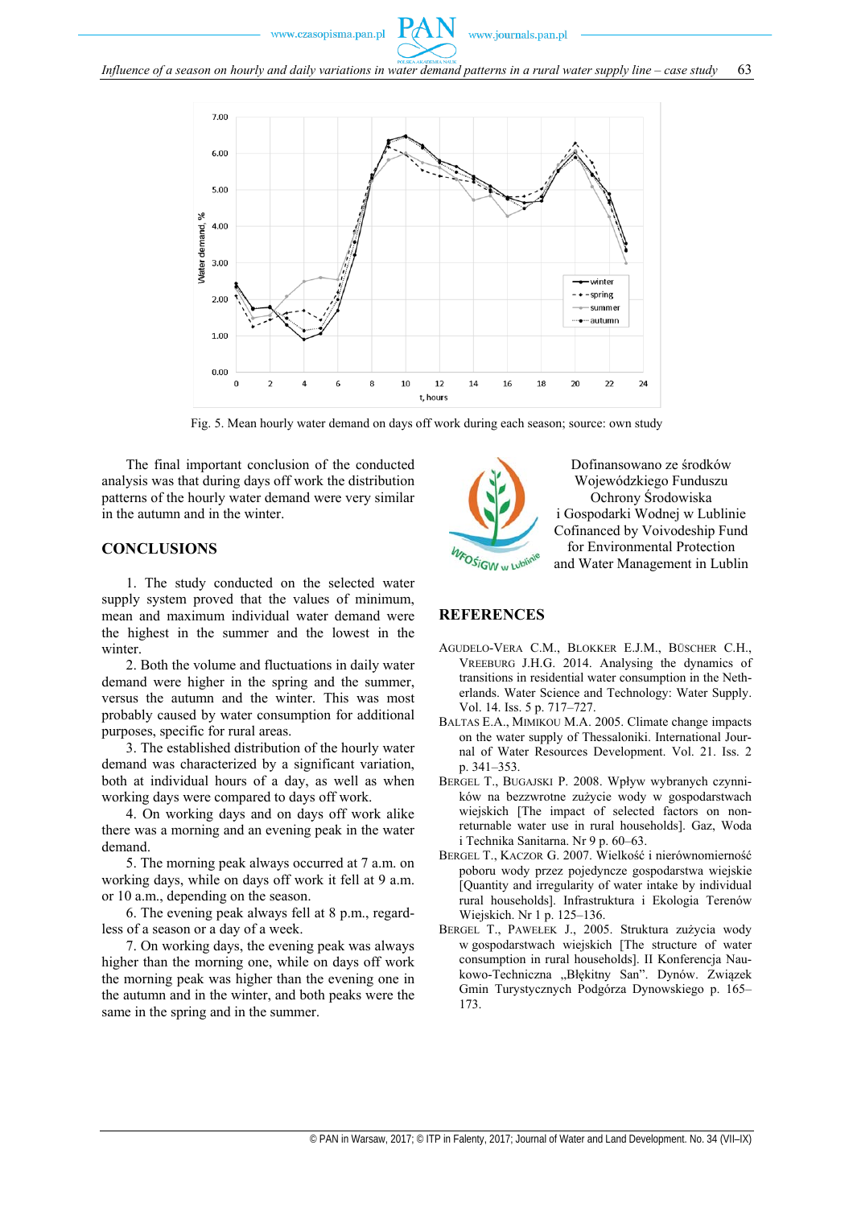Fig. 5. Mean hourly water demand on days off work during each season; source: own study

The final important conclusion of the conducted analysis was that during days off work the distribution patterns of the hourly water demand were very similar in the autumn and in the winter.

## CONCLUSIONS

1. The study conducted on the selected water supply system proved that the values of minimum, mean and maximum individual water demand were the highest in the summer and the lowest in the winter.

2. Both the volume and fluctuations in daily water demand were higher in the spring and the summer, versus the autumn and the winter. This was most probably caused by water consumption for additional purposes, specific for rural areas.

3. The established distribution of the hourly water demand was characterized by a significant variation, both at individual hours of a day, as well as when working days were compared to days off work.

4. On working days and on days off work alike there was a morning and an evening peak in the water demand.

5. The morning peak always occurred at 7 a.m. on working days, while on days off work it fell at 9 a.m. or 10 a.m., depending on the season.

6. The evening peak always fell at 8 p.m., regardless of a season or a day of a week.

7. On working days, the evening peak was always higher than the morning one, while on days off work the morning peak was higher than the evening one in the autumn and in the winter, and both peaks were the same in the spring and in the summer.

Dofinansowano ze środków Wojewódzkiego Funduszu Ochrony Środowiska i Gospodarki Wodnej w Lublinie
Cofinanced by Voivodeship Fund for Environmental Protection and Water Management in Lublin

## REFERENCES

AGUDELO-VERA C.M., BLOKKER E.J.M., BÜSCHER C.H., VREEBURG J.H.G. 2014. Analysing the dynamics of transitions in residential water consumption in the Netherlands. Water Science and Technology: Water Supply. Vol. 14. Iss. 5 p. 717–727.

BALTAS E.A., MIMIKOU M.A. 2005. Climate change impacts on the water supply of Thessaloniki. International Journal of Water Resources Development. Vol. 21. Iss. 2 p. 341–353.

BERGEL T., BUGAJSKI P. 2008. Wpływ wybranych czynników na bezzwrotne zużycie wody w gospodarstwach wiejskich [The impact of selected factors on non-returnable water use in rural households]. Gaz, Woda i Technika Sanitarna. Nr 9 p. 60–63.

BERGEL T., KACZOR G. 2007. Wielkość i nierównomierność poboru wody przez pojedyncze gospodarstwa wiejskie [Quantity and irregularity of water intake by individual rural households]. Infrastruktura i Ekologia Terenów Wiejskich. Nr 1 p. 125–136.

BERGEL T., PAWEŁEK J., 2005. Struktura zużycia wody w gospodarstwach wiejskich [The structure of water consumption in rural households]. II Konferencja Naukowo-Techniczna „Błękitny San". Dynów. Związek Gmin Turystycznych Podgórza Dynowskiego p. 165–173.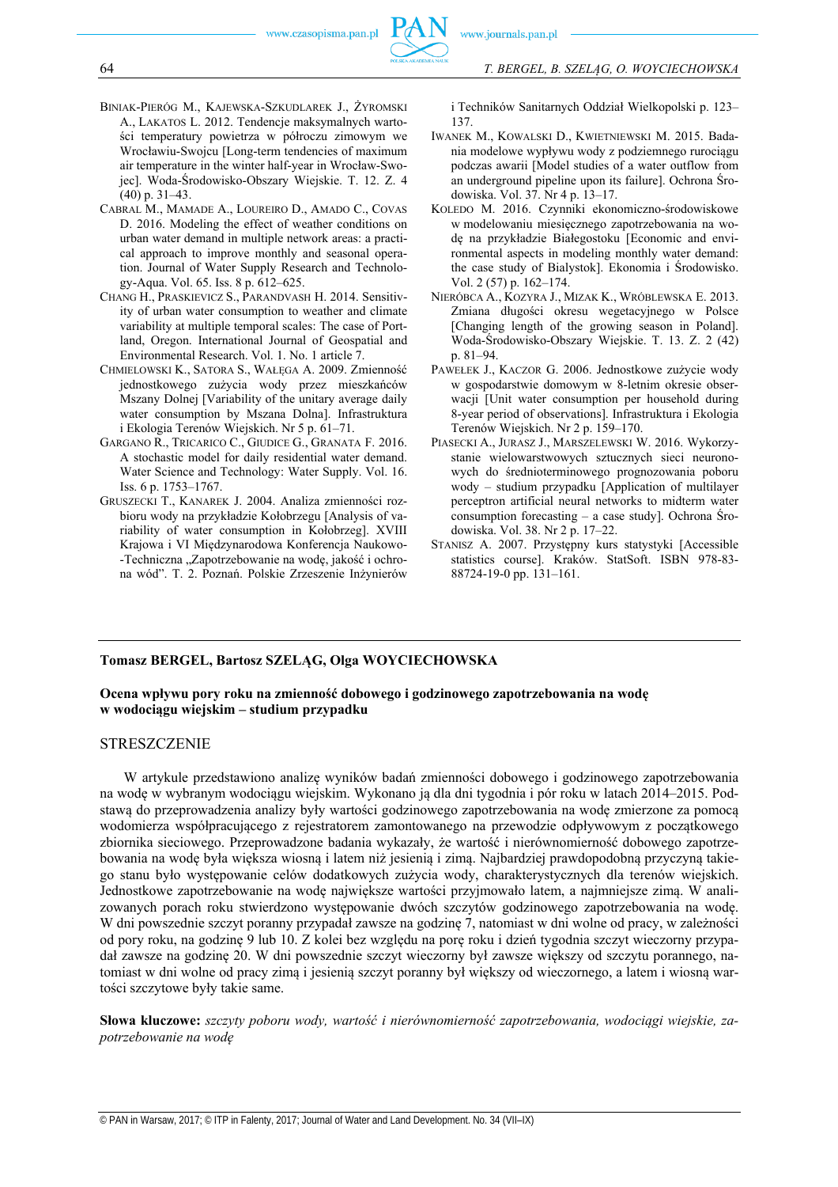BINIAK-PIERÓG M., KAJEWSKA-SZKUDLAREK J., ŻYROMSKI A., LAKATOS L. 2012. Tendencje maksymalnych wartości temperatury powietrza w półroczu zimowym we Wrocławiu-Swojcu [Long-term tendencies of maximum air temperature in the winter half-year in Wrocław-Swojec]. Woda-Środowisko-Obszary Wiejskie. T. 12. Z. 4 (40) p. 31–43.

CABRAL M., MAMADE A., LOUREIRO D., AMADO C., COVAS D. 2016. Modeling the effect of weather conditions on urban water demand in multiple network areas: a practical approach to improve monthly and seasonal operation. Journal of Water Supply Research and Technology-Aqua. Vol. 65. Iss. 8 p. 612–625.

CHANG H., PRASKIEVICZ S., PARANDVASH H. 2014. Sensitivity of urban water consumption to weather and climate variability at multiple temporal scales: The case of Portland, Oregon. International Journal of Geospatial and Environmental Research. Vol. 1. No. 1 article 7.

CHMIELOWSKI K., SATORA S., WAŁĘGA A. 2009. Zmienność jednostkowego zużycia wody przez mieszkańców Mszany Dolnej [Variability of the unitary average daily water consumption by Mszana Dolna]. Infrastruktura i Ekologia Terenów Wiejskich. Nr 5 p. 61–71.

GARGANO R., TRICARICO C., GIUDICE G., GRANATA F. 2016. A stochastic model for daily residential water demand. Water Science and Technology: Water Supply. Vol. 16. Iss. 6 p. 1753–1767.

GRUSZECKI T., KANAREK J. 2004. Analiza zmienności rozbioru wody na przykładzie Kołobrzegu [Analysis of variability of water consumption in Kołobrzeg]. XVIII Krajowa i VI Międzynarodowa Konferencja Naukowo-Techniczna „Zapotrzebowanie na wodę, jakość i ochrona wód". T. 2. Poznań. Polskie Zrzeszenie Inżynierów i Techników Sanitarnych Oddział Wielkopolski p. 123–137.

IWANEK M., KOWALSKI D., KWIETNIEWSKI M. 2015. Badania modelowe wypływu wody z podziemnego rurociągu podczas awarii [Model studies of a water outflow from an underground pipeline upon its failure]. Ochrona Środowiska. Vol. 37. Nr 4 p. 13–17.

KOLEDO M. 2016. Czynniki ekonomiczno-środowiskowe w modelowaniu miesięcznego zapotrzebowania na wodę na przykładzie Białegostoku [Economic and environmental aspects in modeling monthly water demand: the case study of Bialystok]. Ekonomia i Środowisko. Vol. 2 (57) p. 162–174.

NIERÓBCA A., KOZYRA J., MIZAK K., WRÓBLEWSKA E. 2013. Zmiana długości okresu wegetacyjnego w Polsce [Changing length of the growing season in Poland]. Woda-Środowisko-Obszary Wiejskie. T. 13. Z. 2 (42) p. 81–94.

PAWEŁEK J., KACZOR G. 2006. Jednostkowe zużycie wody w gospodarstwie domowym w 8-letnim okresie obserwacji [Unit water consumption per household during 8-year period of observations]. Infrastruktura i Ekologia Terenów Wiejskich. Nr 2 p. 159–170.

PIASECKI A., JURASZ J., MARSZELEWSKI W. 2016. Wykorzystanie wielowarstwowych sztucznych sieci neuronowych do średnioterminowego prognozowania poboru wody – studium przypadku [Application of multilayer perceptron artificial neural networks to midterm water consumption forecasting – a case study]. Ochrona Środowiska. Vol. 38. Nr 2 p. 17–22.

STANISZ A. 2007. Przystępny kurs statystyki [Accessible statistics course]. Kraków. StatSoft. ISBN 978-83-88724-19-0 pp. 131–161.

---

**Tomasz BERGEL, Bartosz SZELĄG, Olga WOYCIECHOWSKA**

**Ocena wpływu pory roku na zmienność dobowego i godzinowego zapotrzebowania na wodę w wodociągu wiejskim – studium przypadku**

## STRESZCZENIE

W artykule przedstawiono analizę wyników badań zmienności dobowego i godzinowego zapotrzebowania na wodę w wybranym wodociągu wiejskim. Wykonano ją dla dni tygodnia i pór roku w latach 2014–2015. Podstawą do przeprowadzenia analizy były wartości godzinowego zapotrzebowania na wodę zmierzone za pomocą wodomierza współpracującego z rejestratorem zamontowanego na przewodzie odpływowym z początkowego zbiornika sieciowego. Przeprowadzone badania wykazały, że wartość i nierównomierność dobowego zapotrzebowania na wodę była większa wiosną i latem niż jesienią i zimą. Najbardziej prawdopodobną przyczyną takiego stanu było występowanie celów dodatkowych zużycia wody, charakterystycznych dla terenów wiejskich. Jednostkowe zapotrzebowanie na wodę największe wartości przyjmowało latem, a najmniejsze zimą. W analizowanych porach roku stwierdzono występowanie dwóch szczytów godzinowego zapotrzebowania na wodę. W dni powszednie szczyt poranny przypadał zawsze na godzinę 7, natomiast w dni wolne od pracy, w zależności od pory roku, na godzinę 9 lub 10. Z kolei bez względu na porę roku i dzień tygodnia szczyt wieczorny przypadał zawsze na godzinę 20. W dni powszednie szczyt wieczorny był zawsze większy od szczytu porannego, natomiast w dni wolne od pracy zimą i jesienią szczyt poranny był większy od wieczornego, a latem i wiosną wartości szczytowe były takie same.

**Słowa kluczowe:** *szczyty poboru wody, wartość i nierównomierność zapotrzebowania, wodociągi wiejskie, zapotrzebowanie na wodę*